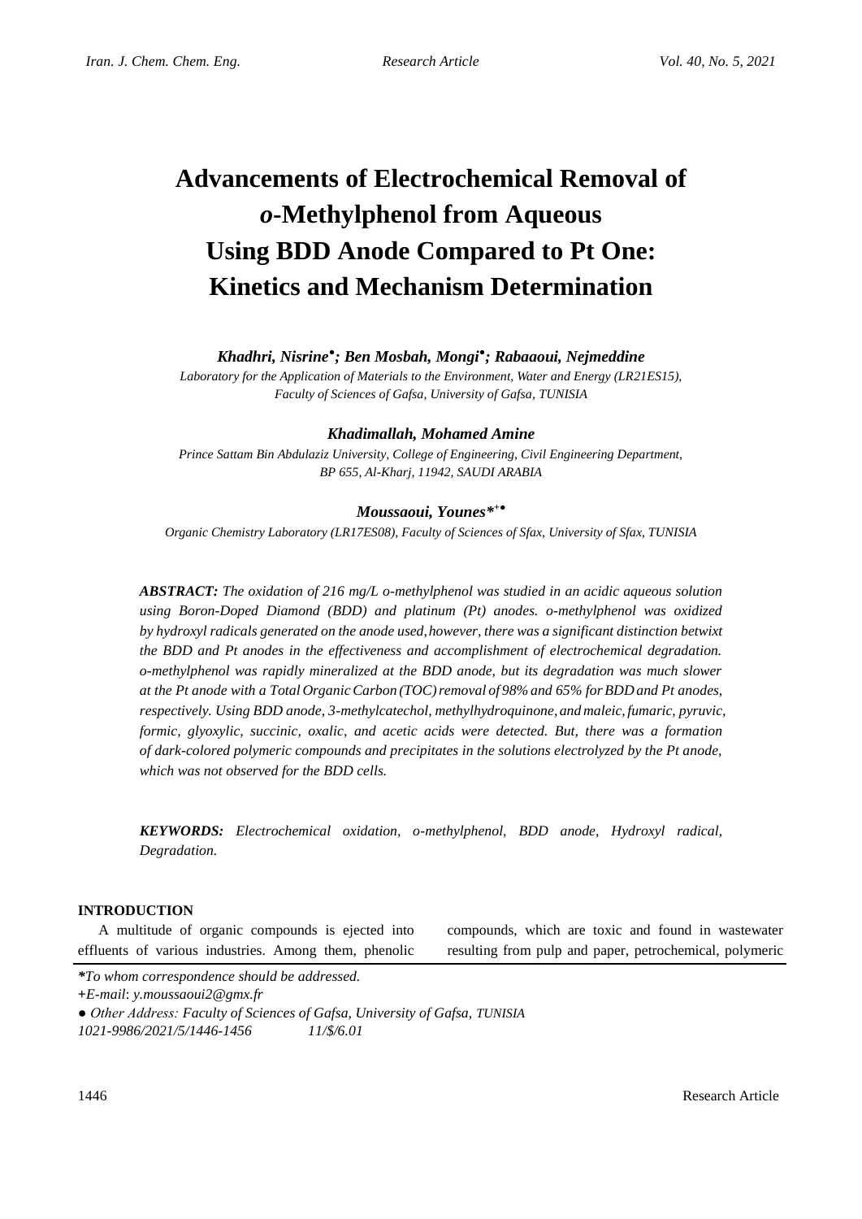# Advancements of Electrochemical Removal of *o*-Methylphenol from Aqueous Using BDD Anode Compared to Pt One: Kinetics and Mechanism Determination

***Khadhri, Nisrine*●*; Ben Mosbah, Mongi*●*; Rabaaoui, Nejmeddine***

*Laboratory for the Application of Materials to the Environment, Water and Energy (LR21ES15), Faculty of Sciences of Gafsa, University of Gafsa, TUNISIA*

***Khadimallah, Mohamed Amine***

*Prince Sattam Bin Abdulaziz University, College of Engineering, Civil Engineering Department, BP 655, Al-Kharj, 11942, SAUDI ARABIA*

***Moussaoui, Younes****+●

*Organic Chemistry Laboratory (LR17ES08), Faculty of Sciences of Sfax, University of Sfax, TUNISIA*

***ABSTRACT:*** *The oxidation of 216 mg/L o-methylphenol was studied in an acidic aqueous solution using Boron-Doped Diamond (BDD) and platinum (Pt) anodes. o-methylphenol was oxidized by hydroxyl radicals generated on the anode used, however, there was a significant distinction betwixt the BDD and Pt anodes in the effectiveness and accomplishment of electrochemical degradation. o-methylphenol was rapidly mineralized at the BDD anode, but its degradation was much slower at the Pt anode with a Total Organic Carbon (TOC) removal of 98% and 65% for BDD and Pt anodes, respectively. Using BDD anode, 3-methylcatechol, methylhydroquinone, and maleic, fumaric, pyruvic, formic, glyoxylic, succinic, oxalic, and acetic acids were detected. But, there was a formation of dark-colored polymeric compounds and precipitates in the solutions electrolyzed by the Pt anode, which was not observed for the BDD cells.*

***KEYWORDS:*** *Electrochemical oxidation, o-methylphenol, BDD anode, Hydroxyl radical, Degradation.*

## INTRODUCTION

A multitude of organic compounds is ejected into effluents of various industries. Among them, phenolic compounds, which are toxic and found in wastewater resulting from pulp and paper, petrochemical, polymeric

*\*To whom correspondence should be addressed.*

*+E-mail: y.moussaoui2@gmx.fr*

*● Other Address: Faculty of Sciences of Gafsa, University of Gafsa, TUNISIA*

*1021-9986/2021/5/1446-1456 11/$/6.01*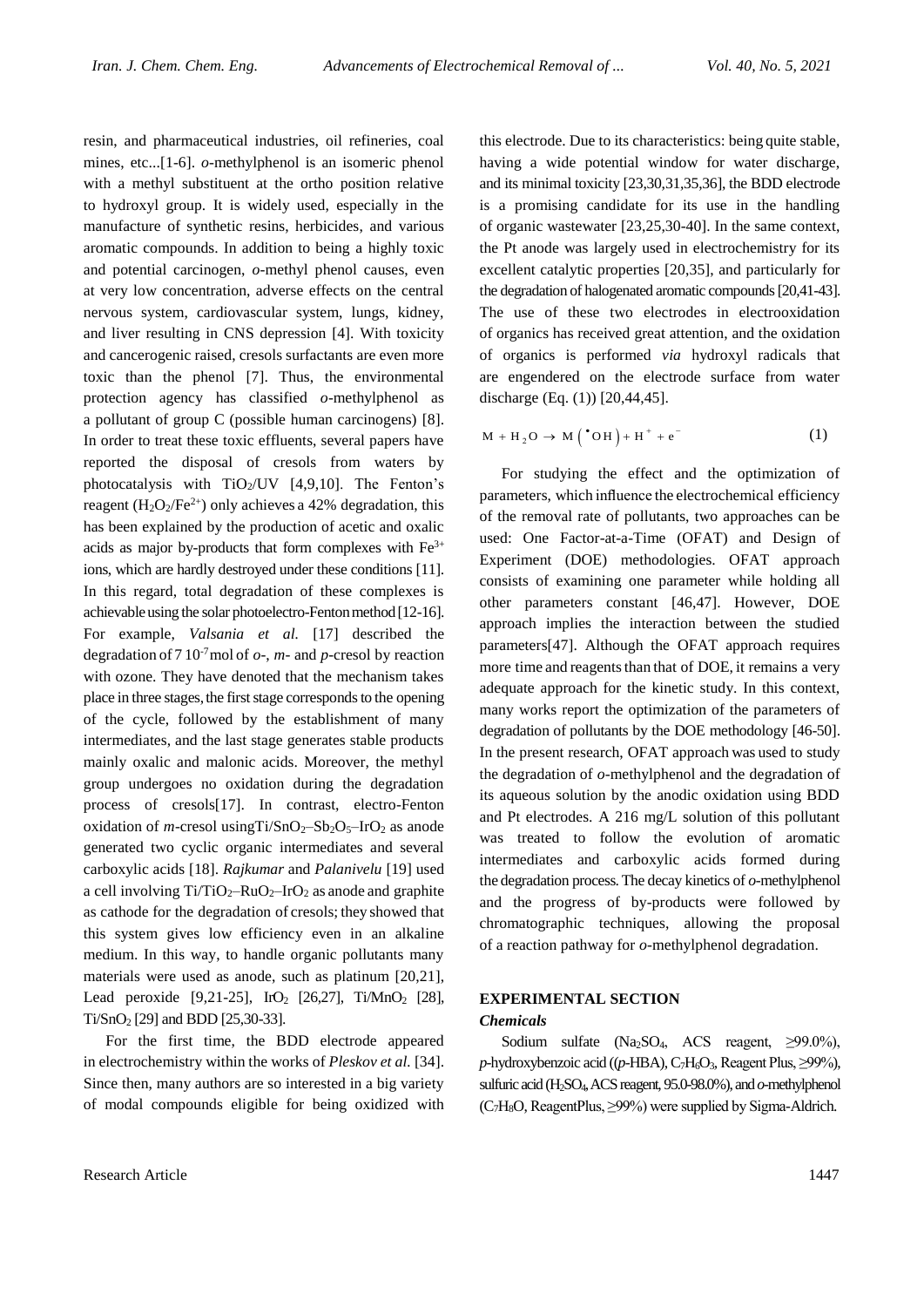resin, and pharmaceutical industries, oil refineries, coal mines, etc...[1-6]. *o*-methylphenol is an isomeric phenol with a methyl substituent at the ortho position relative to hydroxyl group. It is widely used, especially in the manufacture of synthetic resins, herbicides, and various aromatic compounds. In addition to being a highly toxic and potential carcinogen, *o*-methyl phenol causes, even at very low concentration, adverse effects on the central nervous system, cardiovascular system, lungs, kidney, and liver resulting in CNS depression [4]. With toxicity and cancerogenic raised, cresols surfactants are even more toxic than the phenol [7]. Thus, the environmental protection agency has classified *o*-methylphenol as a pollutant of group C (possible human carcinogens) [8]. In order to treat these toxic effluents, several papers have reported the disposal of cresols from waters by photocatalysis with $TiO_2$/UV [4,9,10]. The Fenton's reagent ($H_2O_2/Fe^{2+}$) only achieves a 42% degradation, this has been explained by the production of acetic and oxalic acids as major by-products that form complexes with $Fe^{3+}$ ions, which are hardly destroyed under these conditions [11]. In this regard, total degradation of these complexes is achievable using the solar photoelectro-Fenton method [12-16]. For example, *Valsania et al.* [17] described the degradation of $7\ 10^{-7}$ mol of *o*-, *m*- and *p*-cresol by reaction with ozone. They have denoted that the mechanism takes place in three stages, the first stage corresponds to the opening of the cycle, followed by the establishment of many intermediates, and the last stage generates stable products mainly oxalic and malonic acids. Moreover, the methyl group undergoes no oxidation during the degradation process of cresols[17]. In contrast, electro-Fenton oxidation of *m*-cresol using $Ti/SnO_2–Sb_2O_5–IrO_2$ as anode generated two cyclic organic intermediates and several carboxylic acids [18]. *Rajkumar* and *Palanivelu* [19] used a cell involving $Ti/TiO_2–RuO_2–IrO_2$ as anode and graphite as cathode for the degradation of cresols; they showed that this system gives low efficiency even in an alkaline medium. In this way, to handle organic pollutants many materials were used as anode, such as platinum [20,21], Lead peroxide [9,21-25], $IrO_2$ [26,27], $Ti/MnO_2$ [28], $Ti/SnO_2$ [29] and BDD [25,30-33].

For the first time, the BDD electrode appeared in electrochemistry within the works of *Pleskov et al.* [34]. Since then, many authors are so interested in a big variety of modal compounds eligible for being oxidized with this electrode. Due to its characteristics: being quite stable, having a wide potential window for water discharge, and its minimal toxicity [23,30,31,35,36], the BDD electrode is a promising candidate for its use in the handling of organic wastewater [23,25,30-40]. In the same context, the Pt anode was largely used in electrochemistry for its excellent catalytic properties [20,35], and particularly for the degradation of halogenated aromatic compounds [20,41-43]. The use of these two electrodes in electrooxidation of organics has received great attention, and the oxidation of organics is performed *via* hydroxyl radicals that are engendered on the electrode surface from water discharge (Eq. (1)) [20,44,45].

$$M + H_2O \rightarrow M\left({}^{\bullet}OH\right) + H^+ + e^- \qquad (1)$$

For studying the effect and the optimization of parameters, which influence the electrochemical efficiency of the removal rate of pollutants, two approaches can be used: One Factor-at-a-Time (OFAT) and Design of Experiment (DOE) methodologies. OFAT approach consists of examining one parameter while holding all other parameters constant [46,47]. However, DOE approach implies the interaction between the studied parameters[47]. Although the OFAT approach requires more time and reagents than that of DOE, it remains a very adequate approach for the kinetic study. In this context, many works report the optimization of the parameters of degradation of pollutants by the DOE methodology [46-50]. In the present research, OFAT approach was used to study the degradation of *o*-methylphenol and the degradation of its aqueous solution by the anodic oxidation using BDD and Pt electrodes. A 216 mg/L solution of this pollutant was treated to follow the evolution of aromatic intermediates and carboxylic acids formed during the degradation process. The decay kinetics of *o*-methylphenol and the progress of by-products were followed by chromatographic techniques, allowing the proposal of a reaction pathway for *o*-methylphenol degradation.

## EXPERIMENTAL SECTION

### *Chemicals*

Sodium sulfate ($Na_2SO_4$, ACS reagent, ≥99.0%), *p*-hydroxybenzoic acid ((*p*-HBA), $C_7H_6O_3$, Reagent Plus, ≥99%), sulfuric acid ($H_2SO_4$, ACS reagent, 95.0-98.0%), and *o*-methylphenol ($C_7H_8O$, ReagentPlus, ≥99%) were supplied by Sigma-Aldrich.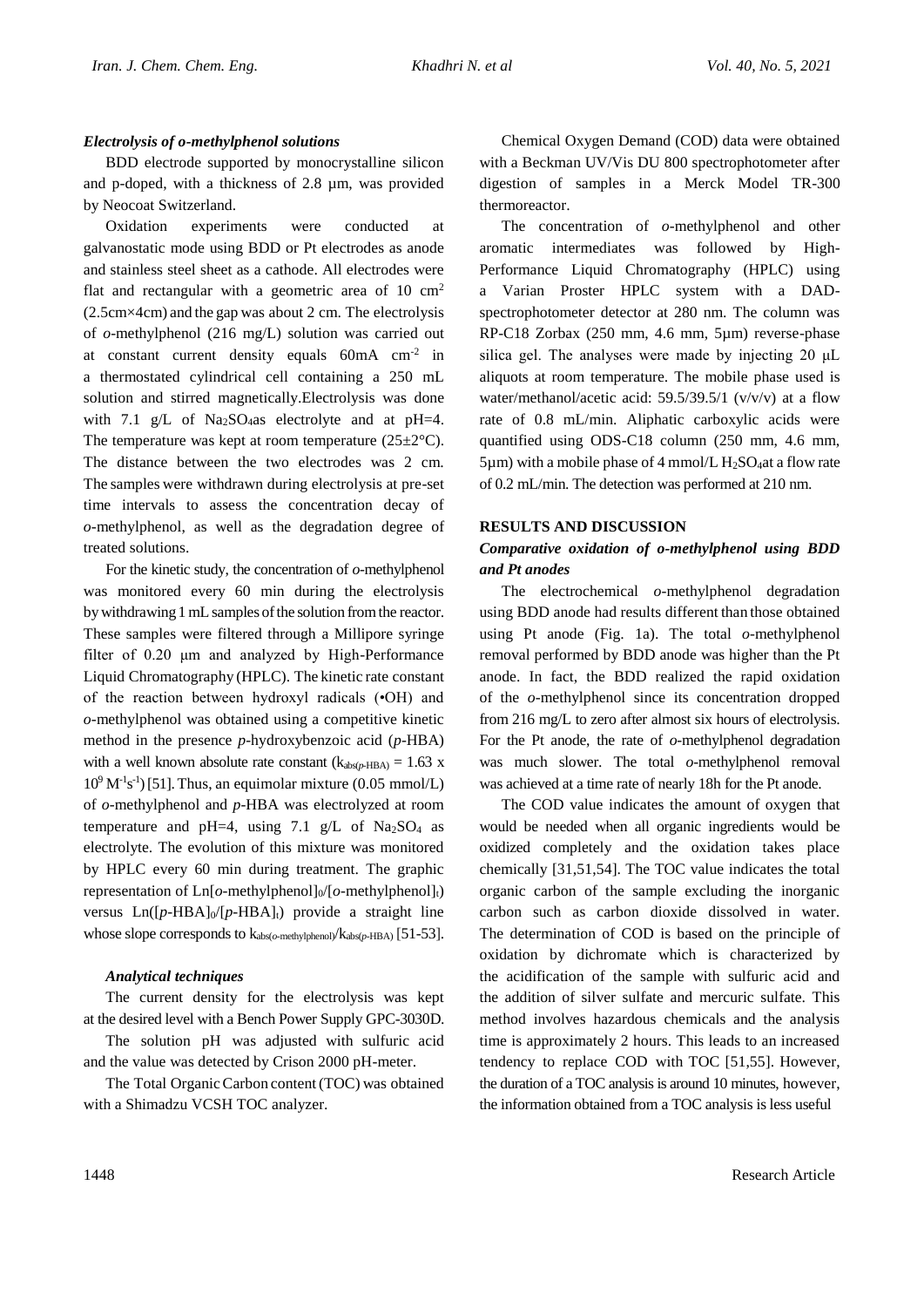### *Electrolysis of o-methylphenol solutions*

BDD electrode supported by monocrystalline silicon and p-doped, with a thickness of 2.8 µm, was provided by Neocoat Switzerland.

Oxidation experiments were conducted at galvanostatic mode using BDD or Pt electrodes as anode and stainless steel sheet as a cathode. All electrodes were flat and rectangular with a geometric area of 10 $cm^2$ (2.5cm×4cm) and the gap was about 2 cm. The electrolysis of *o*-methylphenol (216 mg/L) solution was carried out at constant current density equals 60mA $cm^{-2}$ in a thermostated cylindrical cell containing a 250 mL solution and stirred magnetically.Electrolysis was done with 7.1 g/L of $Na_2SO_4$as electrolyte and at pH=4. The temperature was kept at room temperature (25±2°C). The distance between the two electrodes was 2 cm. The samples were withdrawn during electrolysis at pre-set time intervals to assess the concentration decay of *o*-methylphenol, as well as the degradation degree of treated solutions.

For the kinetic study, the concentration of *o*-methylphenol was monitored every 60 min during the electrolysis by withdrawing 1 mL samples of the solution from the reactor. These samples were filtered through a Millipore syringe filter of 0.20 µm and analyzed by High-Performance Liquid Chromatography (HPLC). The kinetic rate constant of the reaction between hydroxyl radicals (•OH) and *o*-methylphenol was obtained using a competitive kinetic method in the presence *p*-hydroxybenzoic acid (*p*-HBA) with a well known absolute rate constant ($k_{abs(p\text{-HBA})} = 1.63 \times 10^9\ M^{-1}s^{-1}$) [51]. Thus, an equimolar mixture (0.05 mmol/L) of *o*-methylphenol and *p*-HBA was electrolyzed at room temperature and pH=4, using 7.1 g/L of $Na_2SO_4$ as electrolyte. The evolution of this mixture was monitored by HPLC every 60 min during treatment. The graphic representation of $Ln[o\text{-methylphenol}]_0/[o\text{-methylphenol}]_t)$ versus $Ln([p\text{-HBA}]_0/[p\text{-HBA}]_t)$ provide a straight line whose slope corresponds to $k_{abs(o\text{-methylphenol})}/k_{abs(p\text{-HBA})}$ [51-53].

### *Analytical techniques*

The current density for the electrolysis was kept at the desired level with a Bench Power Supply GPC-3030D.

The solution pH was adjusted with sulfuric acid and the value was detected by Crison 2000 pH-meter.

The Total Organic Carbon content (TOC) was obtained with a Shimadzu VCSH TOC analyzer.

Chemical Oxygen Demand (COD) data were obtained with a Beckman UV/Vis DU 800 spectrophotometer after digestion of samples in a Merck Model TR-300 thermoreactor.

The concentration of *o*-methylphenol and other aromatic intermediates was followed by High-Performance Liquid Chromatography (HPLC) using a Varian Proster HPLC system with a DAD-spectrophotometer detector at 280 nm. The column was RP-C18 Zorbax (250 mm, 4.6 mm, 5µm) reverse-phase silica gel. The analyses were made by injecting 20 µL aliquots at room temperature. The mobile phase used is water/methanol/acetic acid: 59.5/39.5/1 (v/v/v) at a flow rate of 0.8 mL/min. Aliphatic carboxylic acids were quantified using ODS-C18 column (250 mm, 4.6 mm, 5µm) with a mobile phase of 4 mmol/L $H_2SO_4$at a flow rate of 0.2 mL/min. The detection was performed at 210 nm.

## RESULTS AND DISCUSSION

### *Comparative oxidation of o-methylphenol using BDD and Pt anodes*

The electrochemical *o*-methylphenol degradation using BDD anode had results different than those obtained using Pt anode (Fig. 1a). The total *o*-methylphenol removal performed by BDD anode was higher than the Pt anode. In fact, the BDD realized the rapid oxidation of the *o*-methylphenol since its concentration dropped from 216 mg/L to zero after almost six hours of electrolysis. For the Pt anode, the rate of *o*-methylphenol degradation was much slower. The total *o*-methylphenol removal was achieved at a time rate of nearly 18h for the Pt anode.

The COD value indicates the amount of oxygen that would be needed when all organic ingredients would be oxidized completely and the oxidation takes place chemically [31,51,54]. The TOC value indicates the total organic carbon of the sample excluding the inorganic carbon such as carbon dioxide dissolved in water. The determination of COD is based on the principle of oxidation by dichromate which is characterized by the acidification of the sample with sulfuric acid and the addition of silver sulfate and mercuric sulfate. This method involves hazardous chemicals and the analysis time is approximately 2 hours. This leads to an increased tendency to replace COD with TOC [51,55]. However, the duration of a TOC analysis is around 10 minutes, however, the information obtained from a TOC analysis is less useful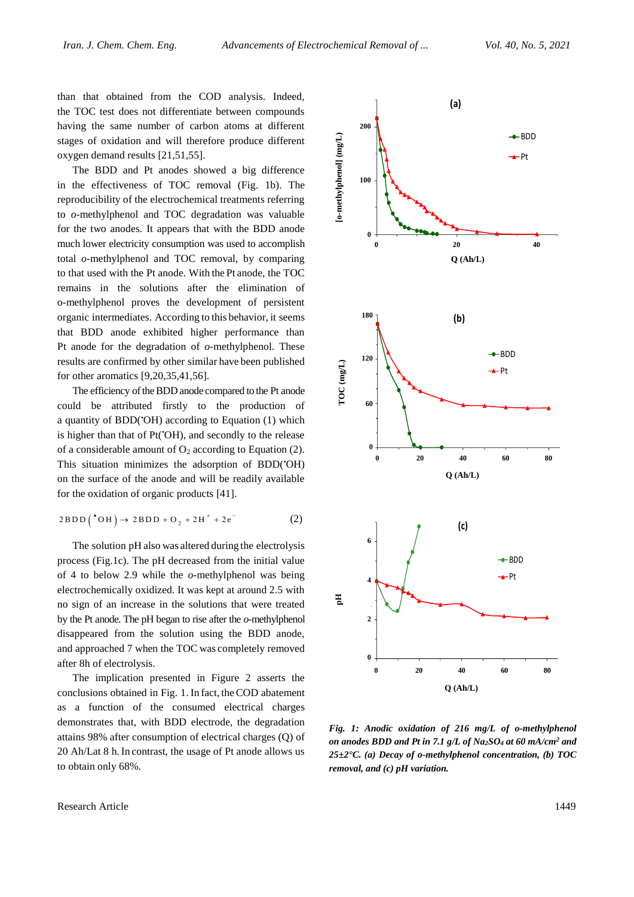than that obtained from the COD analysis. Indeed, the TOC test does not differentiate between compounds having the same number of carbon atoms at different stages of oxidation and will therefore produce different oxygen demand results [21,51,55].

The BDD and Pt anodes showed a big difference in the effectiveness of TOC removal (Fig. 1b). The reproducibility of the electrochemical treatments referring to *o*-methylphenol and TOC degradation was valuable for the two anodes. It appears that with the BDD anode much lower electricity consumption was used to accomplish total *o*-methylphenol and TOC removal, by comparing to that used with the Pt anode. With the Pt anode, the TOC remains in the solutions after the elimination of o-methylphenol proves the development of persistent organic intermediates. According to this behavior, it seems that BDD anode exhibited higher performance than Pt anode for the degradation of *o*-methylphenol. These results are confirmed by other similar have been published for other aromatics [9,20,35,41,56].

The efficiency of the BDD anode compared to the Pt anode could be attributed firstly to the production of a quantity of BDD($^•$OH) according to Equation (1) which is higher than that of Pt($^•$OH), and secondly to the release of a considerable amount of $O_2$ according to Equation (2). This situation minimizes the adsorption of BDD($^•$OH) on the surface of the anode and will be readily available for the oxidation of organic products [41].

$$2\,BDD\left({}^{\bullet}OH\right) \rightarrow 2\,BDD + O_2 + 2H^+ + 2e^- \qquad (2)$$

The solution pH also was altered during the electrolysis process (Fig.1c). The pH decreased from the initial value of 4 to below 2.9 while the *o*-methylphenol was being electrochemically oxidized. It was kept at around 2.5 with no sign of an increase in the solutions that were treated by the Pt anode. The pH began to rise after the *o*-methylphenol disappeared from the solution using the BDD anode, and approached 7 when the TOC was completely removed after 8h of electrolysis.

The implication presented in Figure 2 asserts the conclusions obtained in Fig. 1. In fact, the COD abatement as a function of the consumed electrical charges demonstrates that, with BDD electrode, the degradation attains 98% after consumption of electrical charges (Q) of 20 Ah/Lat 8 h. In contrast, the usage of Pt anode allows us to obtain only 68%.

*Fig. 1: Anodic oxidation of 216 mg/L of o-methylphenol on anodes BDD and Pt in 7.1 g/L of $Na_2SO_4$ at 60 mA/cm² and 25±2°C. (a) Decay of o-methylphenol concentration, (b) TOC removal, and (c) pH variation.*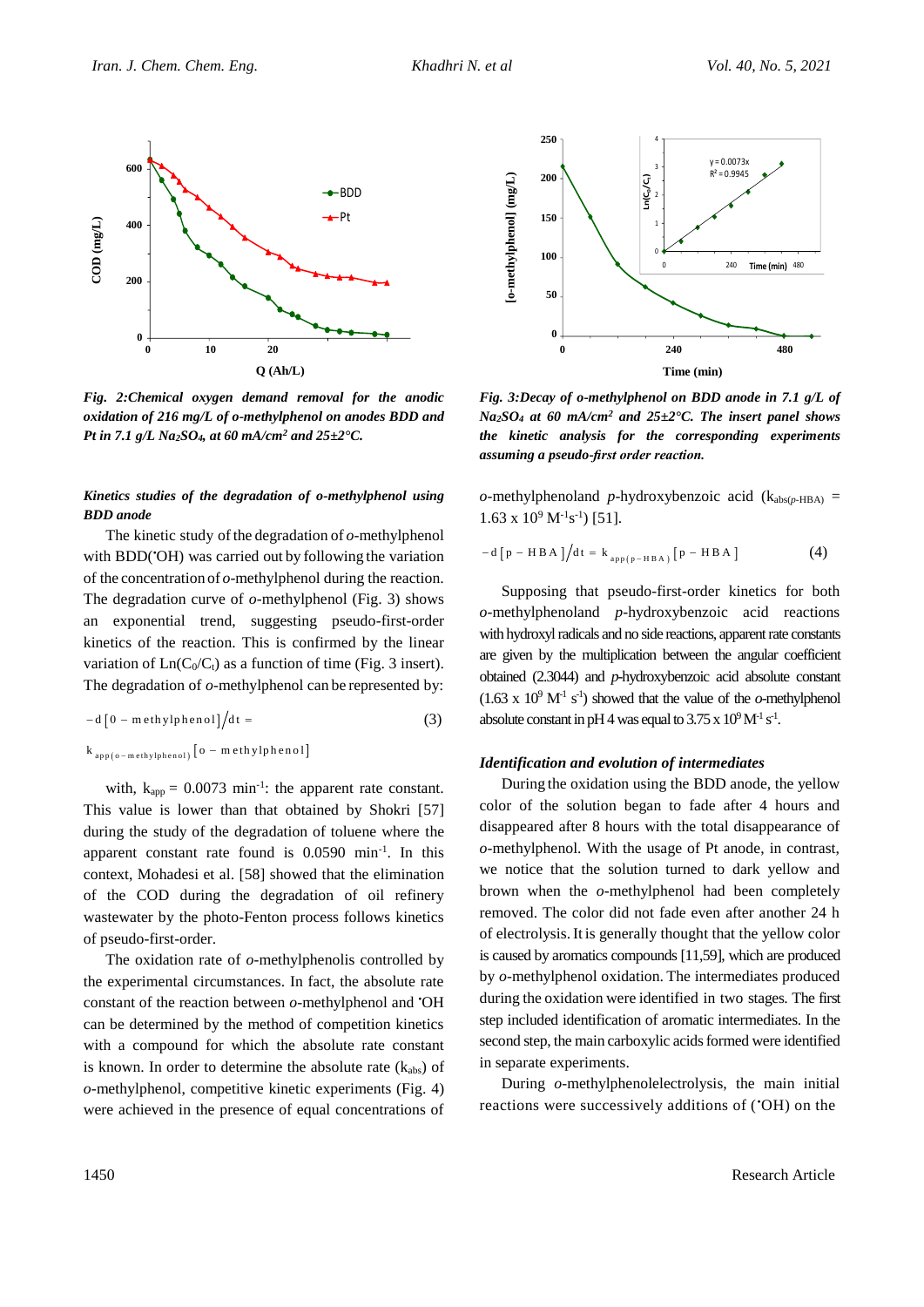*Fig. 2: Chemical oxygen demand removal for the anodic oxidation of 216 mg/L of o-methylphenol on anodes BDD and Pt in 7.1 g/L $Na_2SO_4$, at 60 mA/cm² and 25±2°C.*

*Fig. 3: Decay of o-methylphenol on BDD anode in 7.1 g/L of $Na_2SO_4$ at 60 mA/cm² and 25±2°C. The insert panel shows the kinetic analysis for the corresponding experiments assuming a pseudo-first order reaction.*

### *Kinetics studies of the degradation of o-methylphenol using BDD anode*

The kinetic study of the degradation of *o*-methylphenol with BDD(•OH) was carried out by following the variation of the concentration of *o*-methylphenol during the reaction. The degradation curve of *o*-methylphenol (Fig. 3) shows an exponential trend, suggesting pseudo-first-order kinetics of the reaction. This is confirmed by the linear variation of $Ln(C_0/C_t)$ as a function of time (Fig. 3 insert). The degradation of *o*-methylphenol can be represented by:

$$-d[0-\text{methylphenol}]/dt = k_{app(o-\text{methylphenol})}[o-\text{methylphenol}] \quad (3)$$

with, $k_{app} = 0.0073\ min^{-1}$: the apparent rate constant. This value is lower than that obtained by Shokri [57] during the study of the degradation of toluene where the apparent constant rate found is 0.0590 $min^{-1}$. In this context, Mohadesi et al. [58] showed that the elimination of the COD during the degradation of oil refinery wastewater by the photo-Fenton process follows kinetics of pseudo-first-order.

The oxidation rate of *o*-methylphenolis controlled by the experimental circumstances. In fact, the absolute rate constant of the reaction between *o*-methylphenol and •OH can be determined by the method of competition kinetics with a compound for which the absolute rate constant is known. In order to determine the absolute rate ($k_{abs}$) of *o*-methylphenol, competitive kinetic experiments (Fig. 4) were achieved in the presence of equal concentrations of *o*-methylphenoland *p*-hydroxybenzoic acid ($k_{abs(p\text{-HBA})} = 1.63 \times 10^9\ M^{-1}s^{-1}$) [51].

$$-d[p-\text{HBA}]/dt = k_{app(p-\text{HBA})}[p-\text{HBA}] \quad (4)$$

Supposing that pseudo-first-order kinetics for both *o*-methylphenoland *p*-hydroxybenzoic acid reactions with hydroxyl radicals and no side reactions, apparent rate constants are given by the multiplication between the angular coefficient obtained (2.3044) and *p*-hydroxybenzoic acid absolute constant ($1.63 \times 10^9\ M^{-1}\ s^{-1}$) showed that the value of the *o*-methylphenol absolute constant in pH 4 was equal to $3.75 \times 10^9\ M^{-1}\ s^{-1}$.

### *Identification and evolution of intermediates*

During the oxidation using the BDD anode, the yellow color of the solution began to fade after 4 hours and disappeared after 8 hours with the total disappearance of *o*-methylphenol. With the usage of Pt anode, in contrast, we notice that the solution turned to dark yellow and brown when the *o*-methylphenol had been completely removed. The color did not fade even after another 24 h of electrolysis. It is generally thought that the yellow color is caused by aromatics compounds [11,59], which are produced by *o*-methylphenol oxidation. The intermediates produced during the oxidation were identified in two stages. The first step included identification of aromatic intermediates. In the second step, the main carboxylic acids formed were identified in separate experiments.

During *o*-methylphenolelectrolysis, the main initial reactions were successively additions of (•OH) on the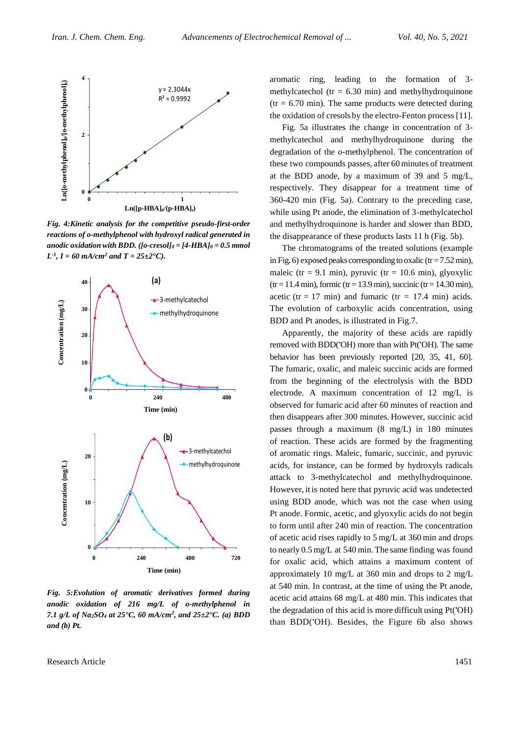*Fig. 4:Kinetic analysis for the competitive pseudo-first-order reactions of o-methylphenol with hydroxyl radical generated in anodic oxidation with BDD. ([o-cresol]$_0$ = [4-HBA]$_0$ = 0.5 mmol L$^{-1}$, I = 60 mA/cm$^2$ and T = 25±2°C).*

*Fig. 5:Evolution of aromatic derivatives formed during anodic oxidation of 216 mg/L of o-methylphenol in 7.1 g/L of $Na_2SO_4$ at 25°C, 60 mA/cm$^2$, and 25±2°C. (a) BDD and (b) Pt.*

aromatic ring, leading to the formation of 3-methylcatechol (tr = 6.30 min) and methylhydroquinone (tr = 6.70 min). The same products were detected during the oxidation of cresols by the electro-Fenton process [11].

Fig. 5a illustrates the change in concentration of 3-methylcatechol and methylhydroquinone during the degradation of the *o*-methylphenol. The concentration of these two compounds passes, after 60 minutes of treatment at the BDD anode, by a maximum of 39 and 5 mg/L, respectively. They disappear for a treatment time of 360-420 min (Fig. 5a). Contrary to the preceding case, while using Pt anode, the elimination of 3-methylcatechol and methylhydroquinone is harder and slower than BDD, the disappearance of these products lasts 11 h (Fig. 5b).

The chromatograms of the treated solutions (example in Fig. 6) exposed peaks corresponding to oxalic (tr = 7.52 min), maleic (tr = 9.1 min), pyruvic (tr = 10.6 min), glyoxylic (tr = 11.4 min), formic (tr = 13.9 min), succinic (tr = 14.30 min), acetic (tr = 17 min) and fumaric (tr = 17.4 min) acids. The evolution of carboxylic acids concentration, using BDD and Pt anodes, is illustrated in Fig.7.

Apparently, the majority of these acids are rapidly removed with BDD(•OH) more than with Pt(•OH). The same behavior has been previously reported [20, 35, 41, 60]. The fumaric, oxalic, and maleic succinic acids are formed from the beginning of the electrolysis with the BDD electrode. A maximum concentration of 12 mg/L is observed for fumaric acid after 60 minutes of reaction and then disappears after 300 minutes. However, succinic acid passes through a maximum (8 mg/L) in 180 minutes of reaction. These acids are formed by the fragmenting of aromatic rings. Maleic, fumaric, succinic, and pyruvic acids, for instance, can be formed by hydroxyls radicals attack to 3-methylcatechol and methylhydroquinone. However, it is noted here that pyruvic acid was undetected using BDD anode, which was not the case when using Pt anode. Formic, acetic, and glyoxylic acids do not begin to form until after 240 min of reaction. The concentration of acetic acid rises rapidly to 5 mg/L at 360 min and drops to nearly 0.5 mg/L at 540 min. The same finding was found for oxalic acid, which attains a maximum content of approximately 10 mg/L at 360 min and drops to 2 mg/L at 540 min. In contrast, at the time of using the Pt anode, acetic acid attains 68 mg/L at 480 min. This indicates that the degradation of this acid is more difficult using Pt(•OH) than BDD(•OH). Besides, the Figure 6b also shows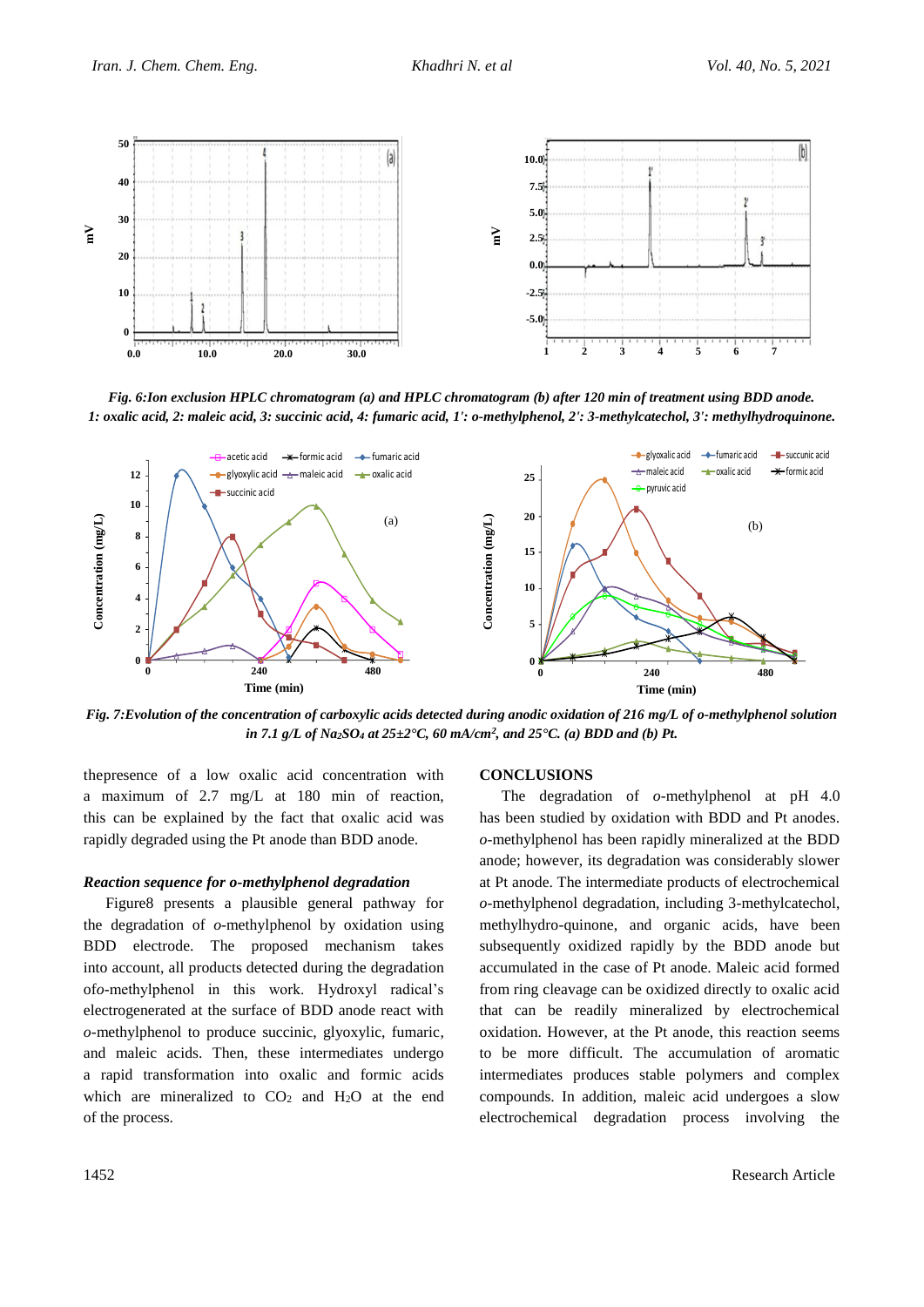*Fig. 6:Ion exclusion HPLC chromatogram (a) and HPLC chromatogram (b) after 120 min of treatment using BDD anode. 1: oxalic acid, 2: maleic acid, 3: succinic acid, 4: fumaric acid, 1': o-methylphenol, 2': 3-methylcatechol, 3': methylhydroquinone.*

*Fig. 7:Evolution of the concentration of carboxylic acids detected during anodic oxidation of 216 mg/L of o-methylphenol solution in 7.1 g/L of $Na_2SO_4$ at 25±2°C, 60 mA/cm², and 25°C. (a) BDD and (b) Pt.*

thepresence of a low oxalic acid concentration with a maximum of 2.7 mg/L at 180 min of reaction, this can be explained by the fact that oxalic acid was rapidly degraded using the Pt anode than BDD anode.

### *Reaction sequence for o-methylphenol degradation*

Figure8 presents a plausible general pathway for the degradation of *o*-methylphenol by oxidation using BDD electrode. The proposed mechanism takes into account, all products detected during the degradation of*o*-methylphenol in this work. Hydroxyl radical's electrogenerated at the surface of BDD anode react with *o*-methylphenol to produce succinic, glyoxylic, fumaric, and maleic acids. Then, these intermediates undergo a rapid transformation into oxalic and formic acids which are mineralized to $CO_2$ and $H_2O$ at the end of the process.

## CONCLUSIONS

The degradation of *o*-methylphenol at pH 4.0 has been studied by oxidation with BDD and Pt anodes. *o*-methylphenol has been rapidly mineralized at the BDD anode; however, its degradation was considerably slower at Pt anode. The intermediate products of electrochemical *o*-methylphenol degradation, including 3-methylcatechol, methylhydro-quinone, and organic acids, have been subsequently oxidized rapidly by the BDD anode but accumulated in the case of Pt anode. Maleic acid formed from ring cleavage can be oxidized directly to oxalic acid that can be readily mineralized by electrochemical oxidation. However, at the Pt anode, this reaction seems to be more difficult. The accumulation of aromatic intermediates produces stable polymers and complex compounds. In addition, maleic acid undergoes a slow electrochemical degradation process involving the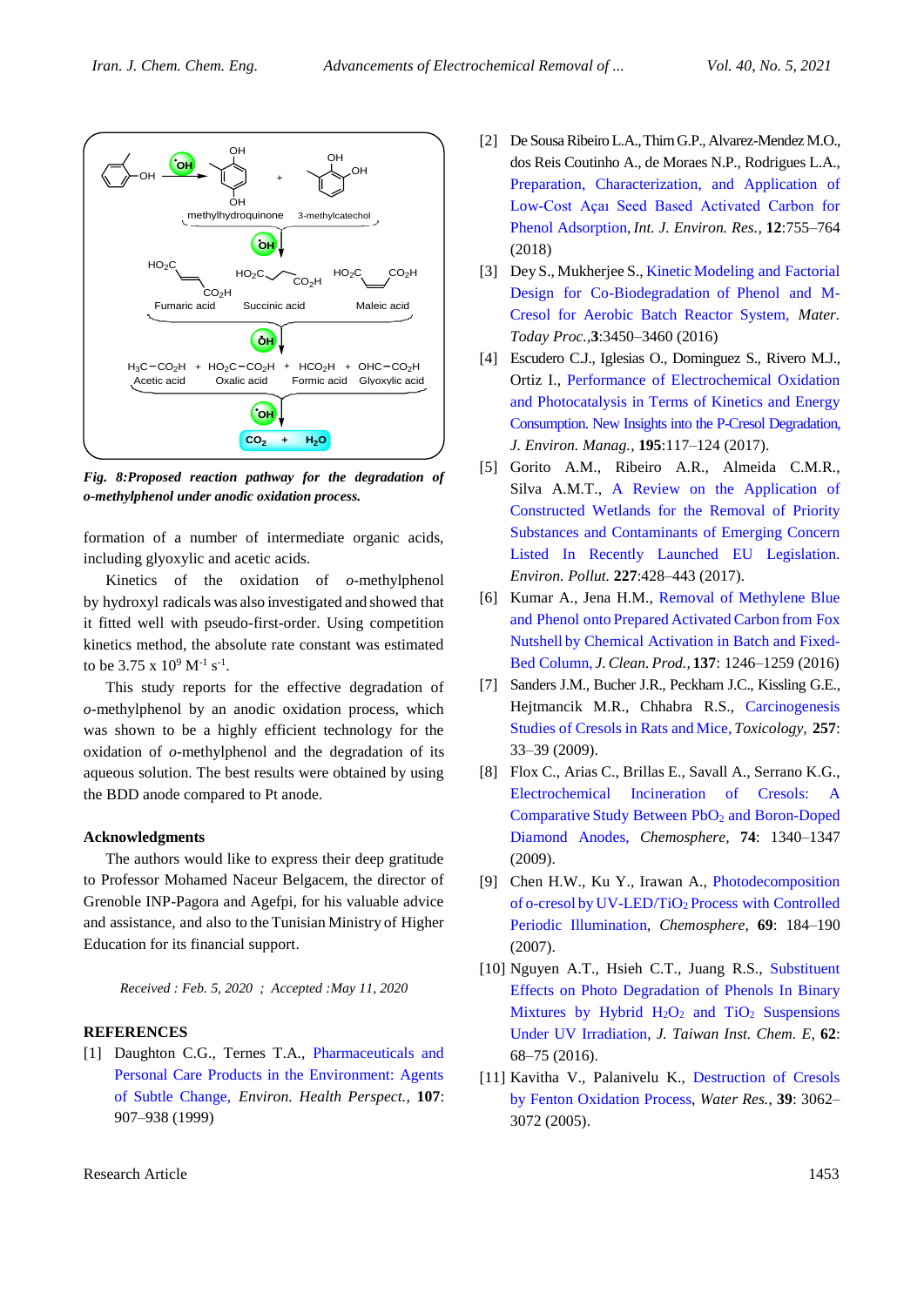*Fig. 8: Proposed reaction pathway for the degradation of o-methylphenol under anodic oxidation process.*

formation of a number of intermediate organic acids, including glyoxylic and acetic acids.

Kinetics of the oxidation of *o*-methylphenol by hydroxyl radicals was also investigated and showed that it fitted well with pseudo-first-order. Using competition kinetics method, the absolute rate constant was estimated to be 3.75 x $10^9$ $M^{-1}$ $s^{-1}$.

This study reports for the effective degradation of *o*-methylphenol by an anodic oxidation process, which was shown to be a highly efficient technology for the oxidation of *o*-methylphenol and the degradation of its aqueous solution. The best results were obtained by using the BDD anode compared to Pt anode.

## Acknowledgments

The authors would like to express their deep gratitude to Professor Mohamed Naceur Belgacem, the director of Grenoble INP-Pagora and Agefpi, for his valuable advice and assistance, and also to the Tunisian Ministry of Higher Education for its financial support.

*Received : Feb. 5, 2020 ; Accepted :May 11, 2020*

## REFERENCES

[1] Daughton C.G., Ternes T.A., Pharmaceuticals and Personal Care Products in the Environment: Agents of Subtle Change, *Environ. Health Perspect.*, **107**: 907–938 (1999)

[2] De Sousa Ribeiro L.A., Thim G.P., Alvarez-Mendez M.O., dos Reis Coutinho A., de Moraes N.P., Rodrigues L.A., Preparation, Characterization, and Application of Low-Cost Açaı Seed Based Activated Carbon for Phenol Adsorption, *Int. J. Environ. Res.*, **12**:755–764 (2018)

[3] Dey S., Mukherjee S., Kinetic Modeling and Factorial Design for Co-Biodegradation of Phenol and M-Cresol for Aerobic Batch Reactor System, *Mater. Today Proc.*,**3**:3450–3460 (2016)

[4] Escudero C.J., Iglesias O., Dominguez S., Rivero M.J., Ortiz I., Performance of Electrochemical Oxidation and Photocatalysis in Terms of Kinetics and Energy Consumption. New Insights into the P-Cresol Degradation, *J. Environ. Manag.*, **195**:117–124 (2017).

[5] Gorito A.M., Ribeiro A.R., Almeida C.M.R., Silva A.M.T., A Review on the Application of Constructed Wetlands for the Removal of Priority Substances and Contaminants of Emerging Concern Listed In Recently Launched EU Legislation. *Environ. Pollut.* **227**:428–443 (2017).

[6] Kumar A., Jena H.M., Removal of Methylene Blue and Phenol onto Prepared Activated Carbon from Fox Nutshell by Chemical Activation in Batch and Fixed-Bed Column, *J. Clean. Prod.*, **137**: 1246–1259 (2016)

[7] Sanders J.M., Bucher J.R., Peckham J.C., Kissling G.E., Hejtmancik M.R., Chhabra R.S., Carcinogenesis Studies of Cresols in Rats and Mice, *Toxicology*, **257**: 33–39 (2009).

[8] Flox C., Arias C., Brillas E., Savall A., Serrano K.G., Electrochemical Incineration of Cresols: A Comparative Study Between $PbO_2$ and Boron-Doped Diamond Anodes, *Chemosphere*, **74**: 1340–1347 (2009).

[9] Chen H.W., Ku Y., Irawan A., Photodecomposition of o-cresol by UV-LED/$TiO_2$ Process with Controlled Periodic Illumination, *Chemosphere*, **69**: 184–190 (2007).

[10] Nguyen A.T., Hsieh C.T., Juang R.S., Substituent Effects on Photo Degradation of Phenols In Binary Mixtures by Hybrid $H_2O_2$ and $TiO_2$ Suspensions Under UV Irradiation, *J. Taiwan Inst. Chem. E*, **62**: 68–75 (2016).

[11] Kavitha V., Palanivelu K., Destruction of Cresols by Fenton Oxidation Process, *Water Res.*, **39**: 3062–3072 (2005).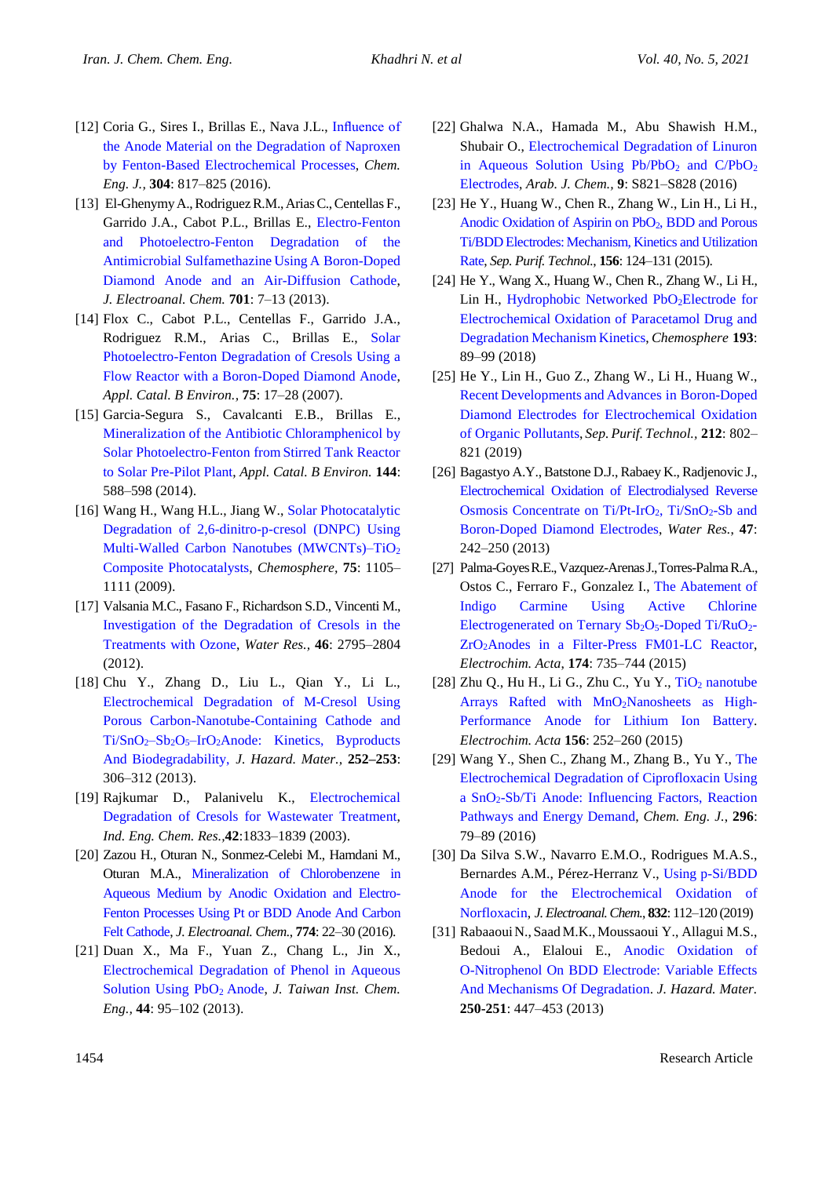[12] Coria G., Sires I., Brillas E., Nava J.L., Influence of the Anode Material on the Degradation of Naproxen by Fenton-Based Electrochemical Processes, *Chem. Eng. J.*, **304**: 817–825 (2016).

[13] El-Ghenymy A., Rodriguez R.M., Arias C., Centellas F., Garrido J.A., Cabot P.L., Brillas E., Electro-Fenton and Photoelectro-Fenton Degradation of the Antimicrobial Sulfamethazine Using A Boron-Doped Diamond Anode and an Air-Diffusion Cathode, *J. Electroanal. Chem.* **701**: 7–13 (2013).

[14] Flox C., Cabot P.L., Centellas F., Garrido J.A., Rodriguez R.M., Arias C., Brillas E., Solar Photoelectro-Fenton Degradation of Cresols Using a Flow Reactor with a Boron-Doped Diamond Anode, *Appl. Catal. B Environ.*, **75**: 17–28 (2007).

[15] Garcia-Segura S., Cavalcanti E.B., Brillas E., Mineralization of the Antibiotic Chloramphenicol by Solar Photoelectro-Fenton from Stirred Tank Reactor to Solar Pre-Pilot Plant, *Appl. Catal. B Environ.* **144**: 588–598 (2014).

[16] Wang H., Wang H.L., Jiang W., Solar Photocatalytic Degradation of 2,6-dinitro-p-cresol (DNPC) Using Multi-Walled Carbon Nanotubes (MWCNTs)–$TiO_2$ Composite Photocatalysts, *Chemosphere*, **75**: 1105–1111 (2009).

[17] Valsania M.C., Fasano F., Richardson S.D., Vincenti M., Investigation of the Degradation of Cresols in the Treatments with Ozone, *Water Res.*, **46**: 2795–2804 (2012).

[18] Chu Y., Zhang D., Liu L., Qian Y., Li L., Electrochemical Degradation of M-Cresol Using Porous Carbon-Nanotube-Containing Cathode and Ti/$SnO_2$–$Sb_2O_5$–$IrO_2$Anode: Kinetics, Byproducts And Biodegradability, *J. Hazard. Mater.*, **252–253**: 306–312 (2013).

[19] Rajkumar D., Palanivelu K., Electrochemical Degradation of Cresols for Wastewater Treatment, *Ind. Eng. Chem. Res.*,**42**:1833–1839 (2003).

[20] Zazou H., Oturan N., Sonmez-Celebi M., Hamdani M., Oturan M.A., Mineralization of Chlorobenzene in Aqueous Medium by Anodic Oxidation and Electro-Fenton Processes Using Pt or BDD Anode And Carbon Felt Cathode, *J. Electroanal. Chem.*, **774**: 22–30 (2016).

[21] Duan X., Ma F., Yuan Z., Chang L., Jin X., Electrochemical Degradation of Phenol in Aqueous Solution Using $PbO_2$ Anode, *J. Taiwan Inst. Chem. Eng.*, **44**: 95–102 (2013).

[22] Ghalwa N.A., Hamada M., Abu Shawish H.M., Shubair O., Electrochemical Degradation of Linuron in Aqueous Solution Using Pb/$PbO_2$ and C/$PbO_2$ Electrodes, *Arab. J. Chem.*, **9**: S821–S828 (2016)

[23] He Y., Huang W., Chen R., Zhang W., Lin H., Li H., Anodic Oxidation of Aspirin on $PbO_2$, BDD and Porous Ti/BDD Electrodes: Mechanism, Kinetics and Utilization Rate, *Sep. Purif. Technol.*, **156**: 124–131 (2015).

[24] He Y., Wang X., Huang W., Chen R., Zhang W., Li H., Lin H., Hydrophobic Networked $PbO_2$Electrode for Electrochemical Oxidation of Paracetamol Drug and Degradation Mechanism Kinetics, *Chemosphere* **193**: 89–99 (2018)

[25] He Y., Lin H., Guo Z., Zhang W., Li H., Huang W., Recent Developments and Advances in Boron-Doped Diamond Electrodes for Electrochemical Oxidation of Organic Pollutants, *Sep. Purif. Technol.*, **212**: 802–821 (2019)

[26] Bagastyo A.Y., Batstone D.J., Rabaey K., Radjenovic J., Electrochemical Oxidation of Electrodialysed Reverse Osmosis Concentrate on Ti/Pt-$IrO_2$, Ti/$SnO_2$-Sb and Boron-Doped Diamond Electrodes, *Water Res.*, **47**: 242–250 (2013)

[27] Palma-Goyes R.E., Vazquez-Arenas J., Torres-Palma R.A., Ostos C., Ferraro F., Gonzalez I., The Abatement of Indigo Carmine Using Active Chlorine Electrogenerated on Ternary $Sb_2O_5$-Doped Ti/$RuO_2$-$ZrO_2$Anodes in a Filter-Press FM01-LC Reactor, *Electrochim. Acta*, **174**: 735–744 (2015)

[28] Zhu Q., Hu H., Li G., Zhu C., Yu Y., $TiO_2$ nanotube Arrays Rafted with $MnO_2$Nanosheets as High-Performance Anode for Lithium Ion Battery. *Electrochim. Acta* **156**: 252–260 (2015)

[29] Wang Y., Shen C., Zhang M., Zhang B., Yu Y., The Electrochemical Degradation of Ciprofloxacin Using a $SnO_2$-Sb/Ti Anode: Influencing Factors, Reaction Pathways and Energy Demand, *Chem. Eng. J.*, **296**: 79–89 (2016)

[30] Da Silva S.W., Navarro E.M.O., Rodrigues M.A.S., Bernardes A.M., Pérez-Herranz V., Using p-Si/BDD Anode for the Electrochemical Oxidation of Norfloxacin, *J. Electroanal. Chem.*, **832**: 112–120 (2019)

[31] Rabaaoui N., Saad M.K., Moussaoui Y., Allagui M.S., Bedoui A., Elaloui E., Anodic Oxidation of O-Nitrophenol On BDD Electrode: Variable Effects And Mechanisms Of Degradation. *J. Hazard. Mater.* **250-251**: 447–453 (2013)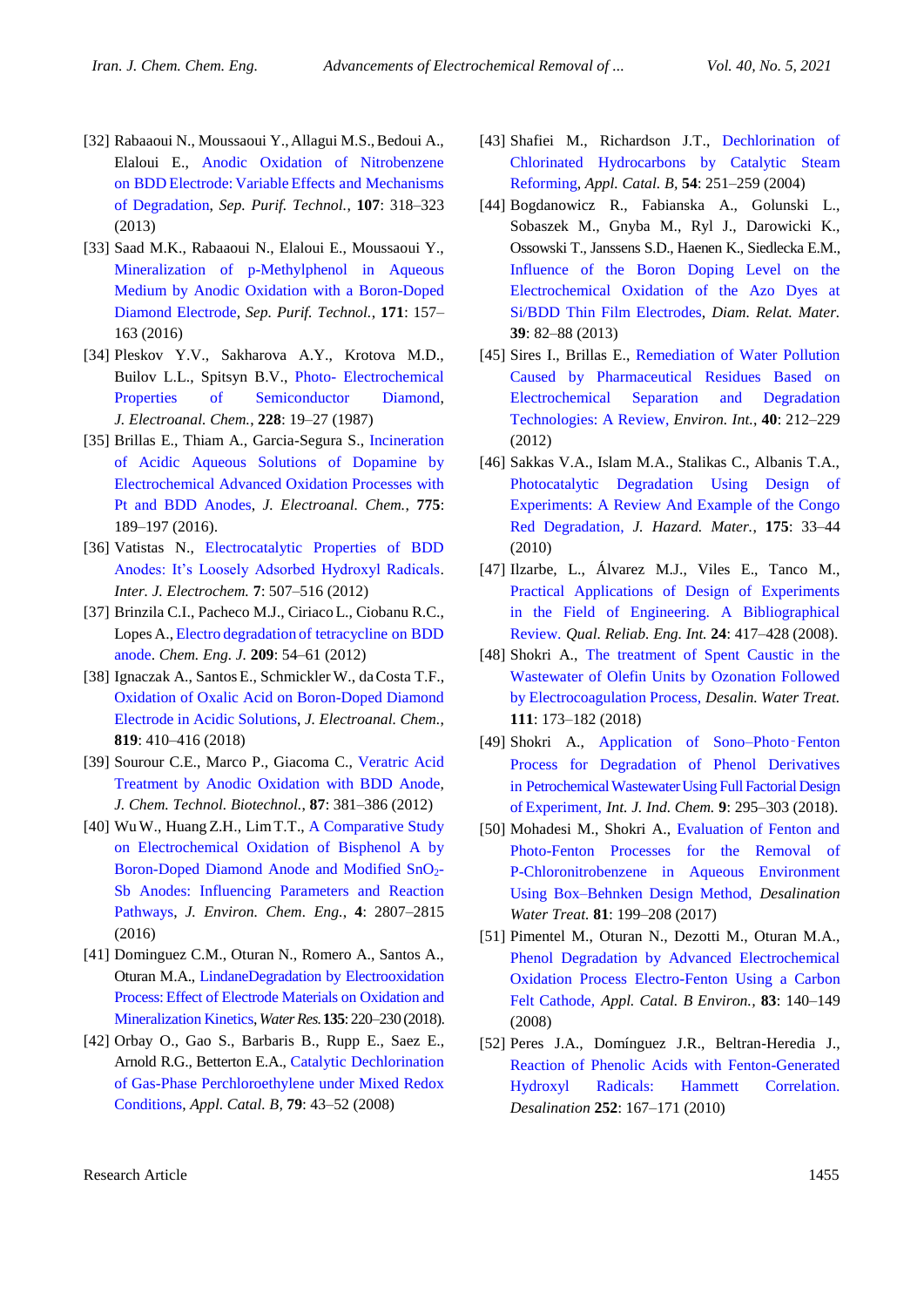[32] Rabaaoui N., Moussaoui Y., Allagui M.S., Bedoui A., Elaloui E., Anodic Oxidation of Nitrobenzene on BDD Electrode: Variable Effects and Mechanisms of Degradation, *Sep. Purif. Technol.*, **107**: 318–323 (2013)

[33] Saad M.K., Rabaaoui N., Elaloui E., Moussaoui Y., Mineralization of p-Methylphenol in Aqueous Medium by Anodic Oxidation with a Boron-Doped Diamond Electrode, *Sep. Purif. Technol.*, **171**: 157–163 (2016)

[34] Pleskov Y.V., Sakharova A.Y., Krotova M.D., Builov L.L., Spitsyn B.V., Photo- Electrochemical Properties of Semiconductor Diamond, *J. Electroanal. Chem.*, **228**: 19–27 (1987)

[35] Brillas E., Thiam A., Garcia-Segura S., Incineration of Acidic Aqueous Solutions of Dopamine by Electrochemical Advanced Oxidation Processes with Pt and BDD Anodes, *J. Electroanal. Chem.*, **775**: 189–197 (2016).

[36] Vatistas N., Electrocatalytic Properties of BDD Anodes: It's Loosely Adsorbed Hydroxyl Radicals. *Inter. J. Electrochem.* **7**: 507–516 (2012)

[37] Brinzila C.I., Pacheco M.J., Ciriaco L., Ciobanu R.C., Lopes A., Electro degradation of tetracycline on BDD anode. *Chem. Eng. J.* **209**: 54–61 (2012)

[38] Ignaczak A., Santos E., Schmickler W., da Costa T.F., Oxidation of Oxalic Acid on Boron-Doped Diamond Electrode in Acidic Solutions, *J. Electroanal. Chem.*, **819**: 410–416 (2018)

[39] Sourour C.E., Marco P., Giacoma C., Veratric Acid Treatment by Anodic Oxidation with BDD Anode, *J. Chem. Technol. Biotechnol.*, **87**: 381–386 (2012)

[40] Wu W., Huang Z.H., Lim T.T., A Comparative Study on Electrochemical Oxidation of Bisphenol A by Boron-Doped Diamond Anode and Modified $SnO_2$-Sb Anodes: Influencing Parameters and Reaction Pathways, *J. Environ. Chem. Eng.*, **4**: 2807–2815 (2016)

[41] Dominguez C.M., Oturan N., Romero A., Santos A., Oturan M.A., LindaneDegradation by Electrooxidation Process: Effect of Electrode Materials on Oxidation and Mineralization Kinetics, *Water Res.* **135**: 220–230 (2018).

[42] Orbay O., Gao S., Barbaris B., Rupp E., Saez E., Arnold R.G., Betterton E.A., Catalytic Dechlorination of Gas-Phase Perchloroethylene under Mixed Redox Conditions, *Appl. Catal. B*, **79**: 43–52 (2008)

[43] Shafiei M., Richardson J.T., Dechlorination of Chlorinated Hydrocarbons by Catalytic Steam Reforming, *Appl. Catal. B*, **54**: 251–259 (2004)

[44] Bogdanowicz R., Fabianska A., Golunski L., Sobaszek M., Gnyba M., Ryl J., Darowicki K., Ossowski T., Janssens S.D., Haenen K., Siedlecka E.M., Influence of the Boron Doping Level on the Electrochemical Oxidation of the Azo Dyes at Si/BDD Thin Film Electrodes, *Diam. Relat. Mater.* **39**: 82–88 (2013)

[45] Sires I., Brillas E., Remediation of Water Pollution Caused by Pharmaceutical Residues Based on Electrochemical Separation and Degradation Technologies: A Review, *Environ. Int.*, **40**: 212–229 (2012)

[46] Sakkas V.A., Islam M.A., Stalikas C., Albanis T.A., Photocatalytic Degradation Using Design of Experiments: A Review And Example of the Congo Red Degradation, *J. Hazard. Mater.*, **175**: 33–44 (2010)

[47] Ilzarbe, L., Álvarez M.J., Viles E., Tanco M., Practical Applications of Design of Experiments in the Field of Engineering. A Bibliographical Review. *Qual. Reliab. Eng. Int.* **24**: 417–428 (2008).

[48] Shokri A., The treatment of Spent Caustic in the Wastewater of Olefin Units by Ozonation Followed by Electrocoagulation Process, *Desalin. Water Treat.* **111**: 173–182 (2018)

[49] Shokri A., Application of Sono–Photo-Fenton Process for Degradation of Phenol Derivatives in Petrochemical Wastewater Using Full Factorial Design of Experiment, *Int. J. Ind. Chem.* **9**: 295–303 (2018).

[50] Mohadesi M., Shokri A., Evaluation of Fenton and Photo-Fenton Processes for the Removal of P-Chloronitrobenzene in Aqueous Environment Using Box–Behnken Design Method, *Desalination Water Treat.* **81**: 199–208 (2017)

[51] Pimentel M., Oturan N., Dezotti M., Oturan M.A., Phenol Degradation by Advanced Electrochemical Oxidation Process Electro-Fenton Using a Carbon Felt Cathode, *Appl. Catal. B Environ.*, **83**: 140–149 (2008)

[52] Peres J.A., Domínguez J.R., Beltran-Heredia J., Reaction of Phenolic Acids with Fenton-Generated Hydroxyl Radicals: Hammett Correlation. *Desalination* **252**: 167–171 (2010)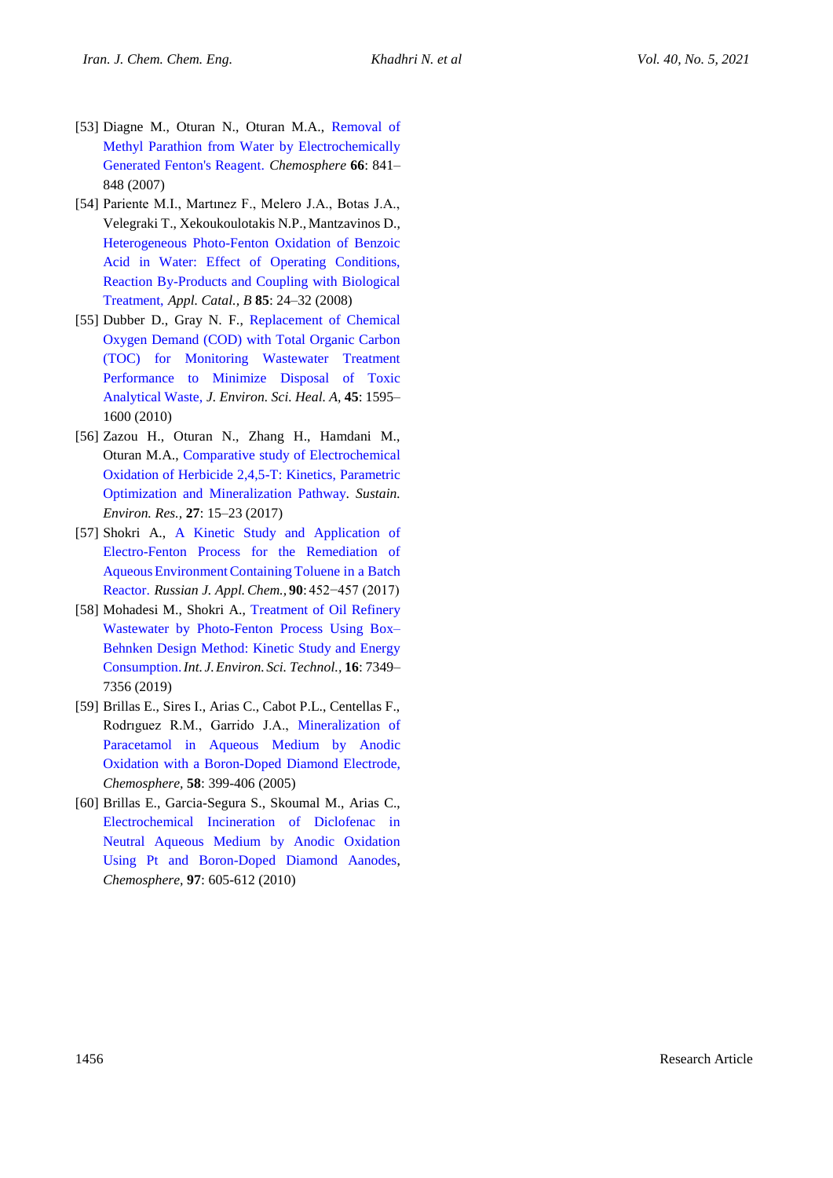[53] Diagne M., Oturan N., Oturan M.A., Removal of Methyl Parathion from Water by Electrochemically Generated Fenton's Reagent. *Chemosphere* **66**: 841–848 (2007)

[54] Pariente M.I., Martınez F., Melero J.A., Botas J.A., Velegraki T., Xekoukoulotakis N.P., Mantzavinos D., Heterogeneous Photo-Fenton Oxidation of Benzoic Acid in Water: Effect of Operating Conditions, Reaction By-Products and Coupling with Biological Treatment, *Appl. Catal., B* **85**: 24–32 (2008)

[55] Dubber D., Gray N. F., Replacement of Chemical Oxygen Demand (COD) with Total Organic Carbon (TOC) for Monitoring Wastewater Treatment Performance to Minimize Disposal of Toxic Analytical Waste, *J. Environ. Sci. Heal. A*, **45**: 1595–1600 (2010)

[56] Zazou H., Oturan N., Zhang H., Hamdani M., Oturan M.A., Comparative study of Electrochemical Oxidation of Herbicide 2,4,5-T: Kinetics, Parametric Optimization and Mineralization Pathway. *Sustain. Environ. Res.*, **27**: 15–23 (2017)

[57] Shokri A., A Kinetic Study and Application of Electro-Fenton Process for the Remediation of Aqueous Environment Containing Toluene in a Batch Reactor. *Russian J. Appl. Chem.*, **90**: 452−457 (2017)

[58] Mohadesi M., Shokri A., Treatment of Oil Refinery Wastewater by Photo-Fenton Process Using Box–Behnken Design Method: Kinetic Study and Energy Consumption. *Int. J. Environ. Sci. Technol.*, **16**: 7349–7356 (2019)

[59] Brillas E., Sires I., Arias C., Cabot P.L., Centellas F., Rodrıguez R.M., Garrido J.A., Mineralization of Paracetamol in Aqueous Medium by Anodic Oxidation with a Boron-Doped Diamond Electrode, *Chemosphere*, **58**: 399-406 (2005)

[60] Brillas E., Garcia-Segura S., Skoumal M., Arias C., Electrochemical Incineration of Diclofenac in Neutral Aqueous Medium by Anodic Oxidation Using Pt and Boron-Doped Diamond Aanodes, *Chemosphere*, **97**: 605-612 (2010)